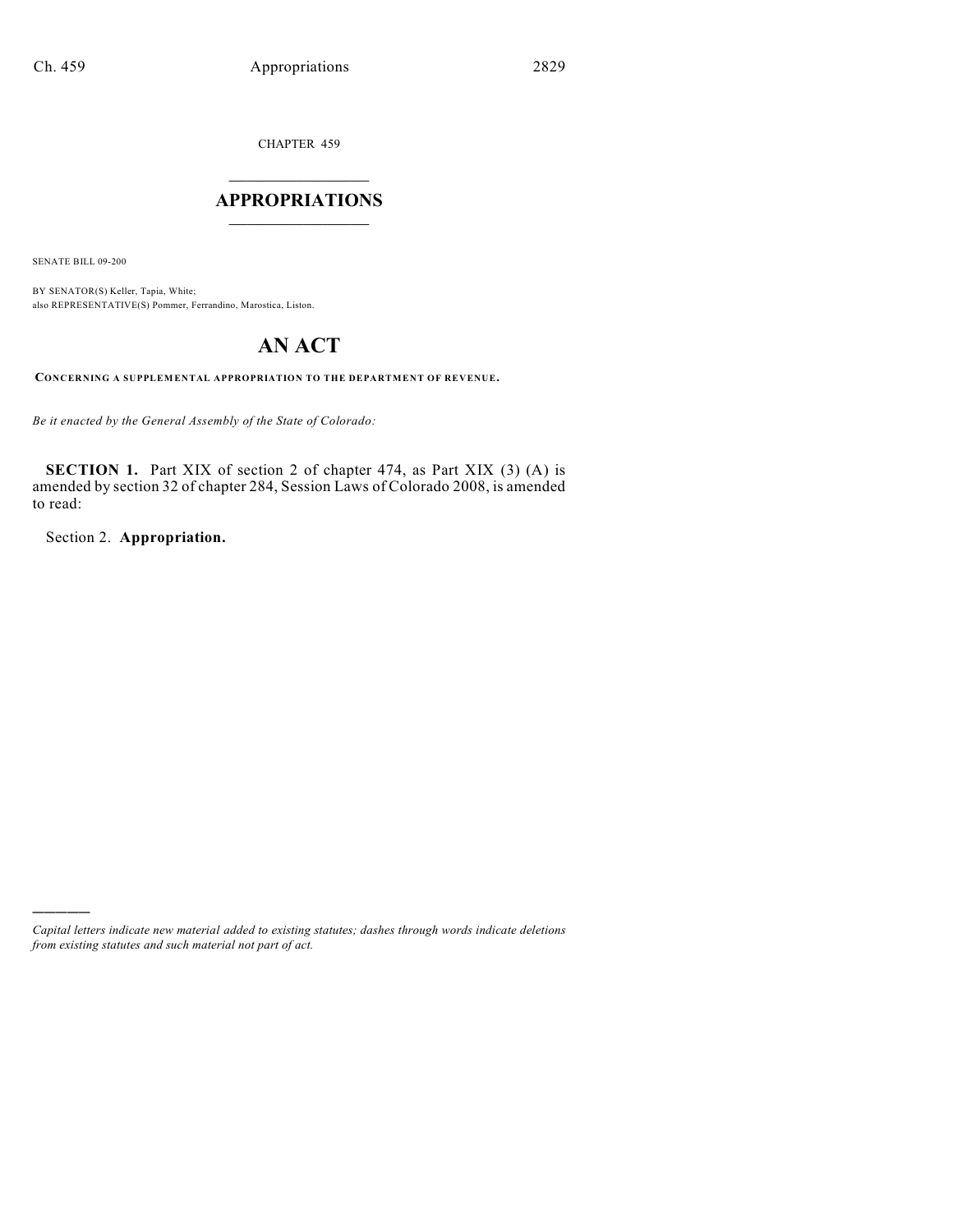CHAPTER 459

# APPROPRIATIONS

SENATE BILL 09-200

BY SENATOR(S) Keller, Tapia, White;
also REPRESENTATIVE(S) Pommer, Ferrandino, Marostica, Liston.

# AN ACT

**CONCERNING A SUPPLEMENTAL APPROPRIATION TO THE DEPARTMENT OF REVENUE.**

*Be it enacted by the General Assembly of the State of Colorado:*

**SECTION 1.** Part XIX of section 2 of chapter 474, as Part XIX (3) (A) is amended by section 32 of chapter 284, Session Laws of Colorado 2008, is amended to read:

Section 2. **Appropriation.**

---

*Capital letters indicate new material added to existing statutes; dashes through words indicate deletions from existing statutes and such material not part of act.*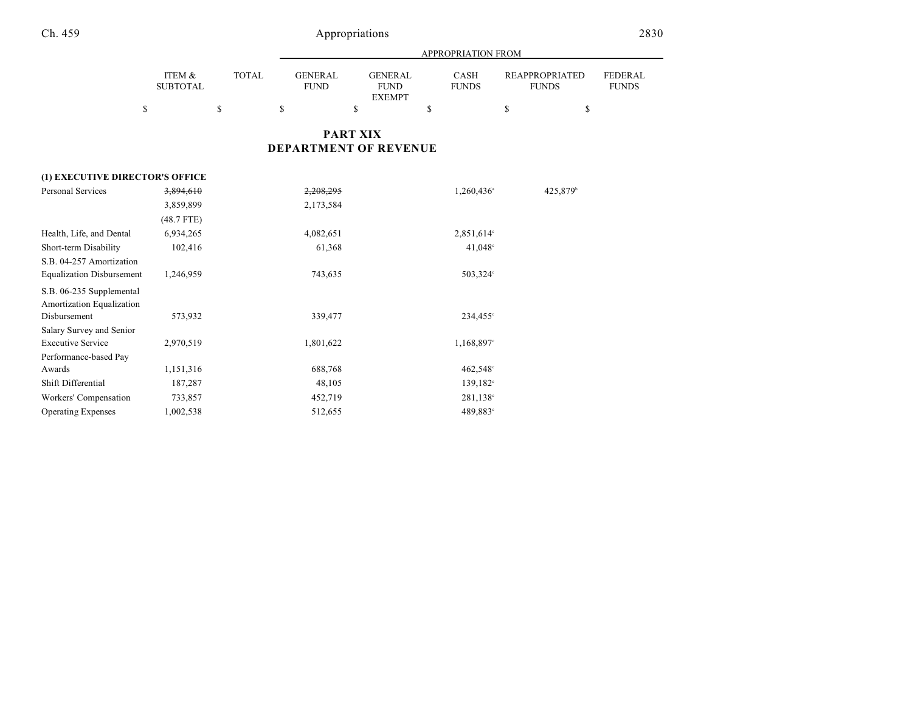# PART XIX
# DEPARTMENT OF REVENUE

| | ITEM & SUBTOTAL | TOTAL | GENERAL FUND | GENERAL FUND EXEMPT | CASH FUNDS | REAPPROPRIATED FUNDS | FEDERAL FUNDS |
|---|---|---|---|---|---|---|---|
| | $ | $ | $ | $ | $ | $ | $ |
| **(1) EXECUTIVE DIRECTOR'S OFFICE** | | | | | | | |
| Personal Services | ~~3,894,610~~ | | ~~2,208,295~~ | | 1,260,436[a] | 425,879[b] | |
| | 3,859,899 | | 2,173,584 | | | | |
| | (48.7 FTE) | | | | | | |
| Health, Life, and Dental | 6,934,265 | | 4,082,651 | | 2,851,614[c] | | |
| Short-term Disability | 102,416 | | 61,368 | | 41,048[c] | | |
| S.B. 04-257 Amortization Equalization Disbursement | 1,246,959 | | 743,635 | | 503,324[c] | | |
| S.B. 06-235 Supplemental Amortization Equalization Disbursement | 573,932 | | 339,477 | | 234,455[c] | | |
| Salary Survey and Senior Executive Service | 2,970,519 | | 1,801,622 | | 1,168,897[c] | | |
| Performance-based Pay Awards | 1,151,316 | | 688,768 | | 462,548[c] | | |
| Shift Differential | 187,287 | | 48,105 | | 139,182[c] | | |
| Workers' Compensation | 733,857 | | 452,719 | | 281,138[c] | | |
| Operating Expenses | 1,002,538 | | 512,655 | | 489,883[c] | | |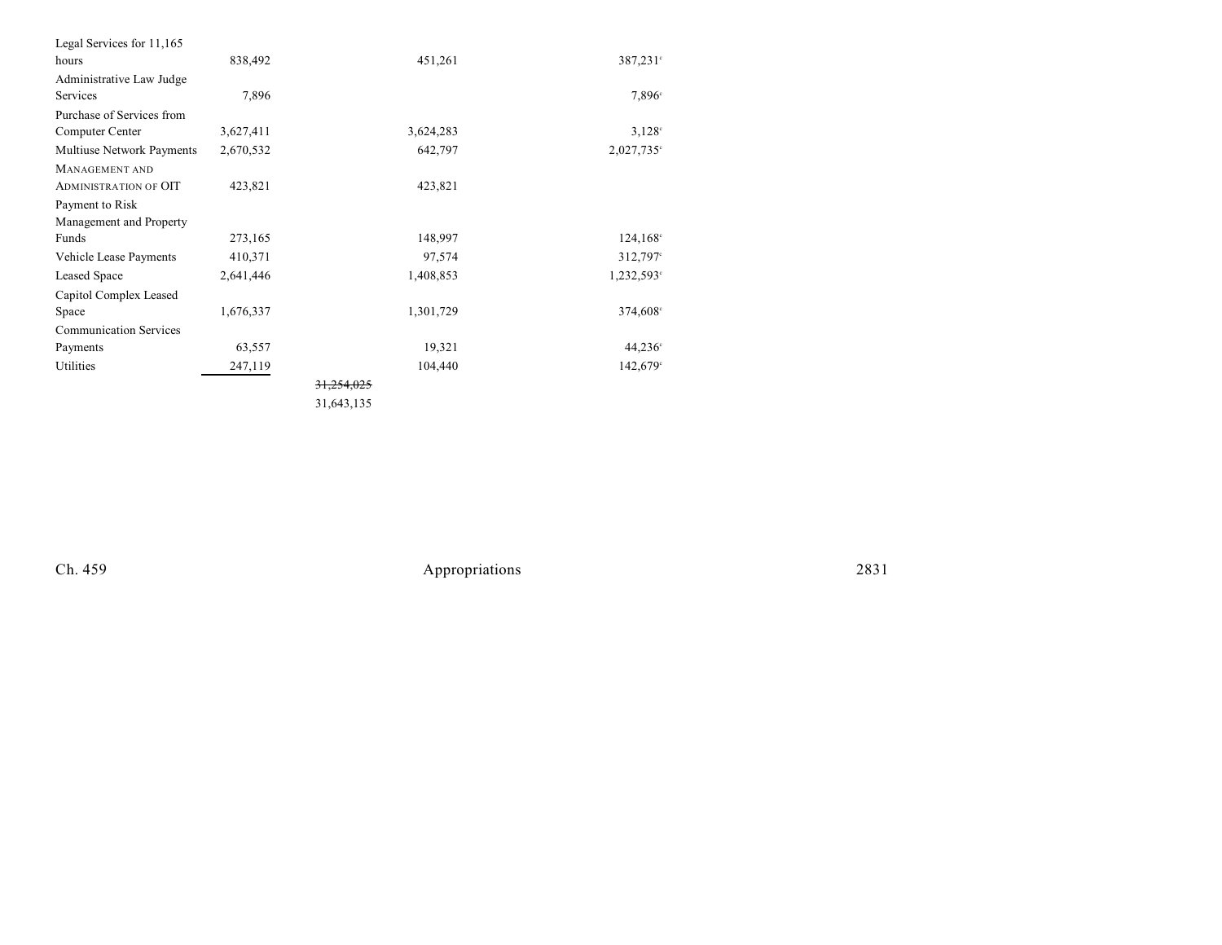| | | | | |
|---|---|---|---|---|
| Legal Services for 11,165 hours | 838,492 | | 451,261 | 387,231[c] |
| Administrative Law Judge Services | 7,896 | | | 7,896[c] |
| Purchase of Services from Computer Center | 3,627,411 | | 3,624,283 | 3,128[c] |
| Multiuse Network Payments | 2,670,532 | | 642,797 | 2,027,735[c] |
| MANAGEMENT AND ADMINISTRATION OF OIT | 423,821 | | 423,821 | |
| Payment to Risk Management and Property Funds | 273,165 | | 148,997 | 124,168[c] |
| Vehicle Lease Payments | 410,371 | | 97,574 | 312,797[c] |
| Leased Space | 2,641,446 | | 1,408,853 | 1,232,593[c] |
| Capitol Complex Leased Space | 1,676,337 | | 1,301,729 | 374,608[c] |
| Communication Services Payments | 63,557 | | 19,321 | 44,236[c] |
| Utilities | 247,119 | | 104,440 | 142,679[c] |
| | | ~~31,254,025~~ | | |
| | | 31,643,135 | | |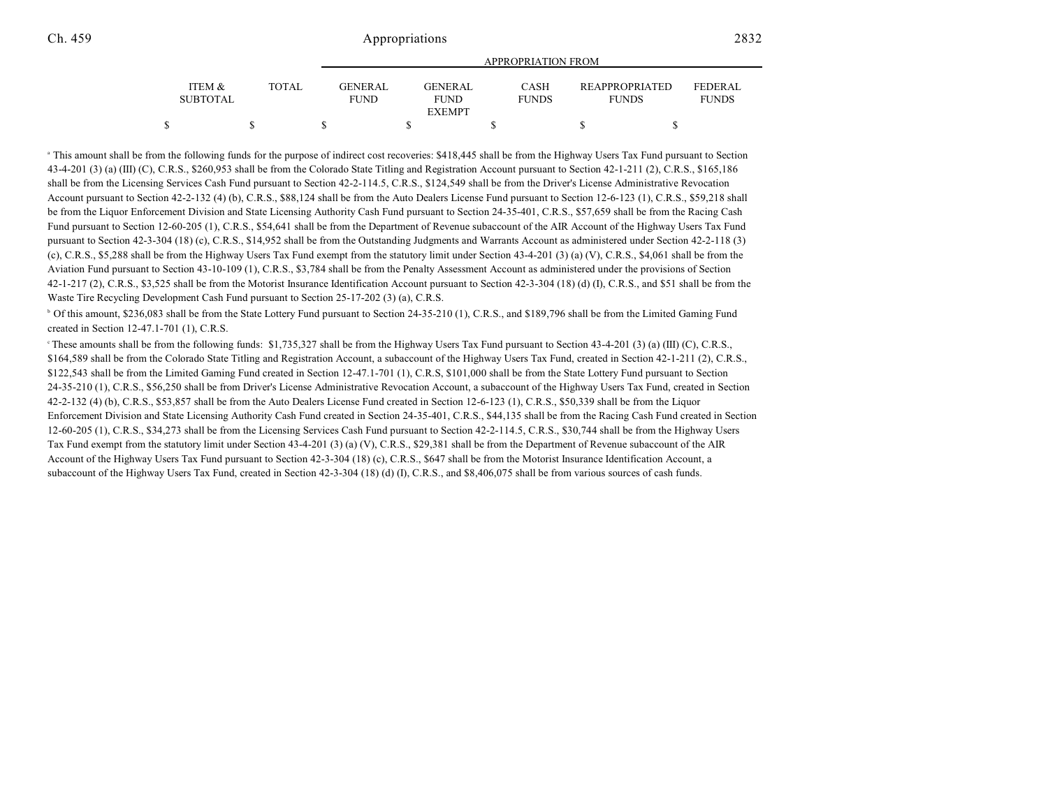| ITEM & SUBTOTAL | TOTAL | APPROPRIATION FROM GENERAL FUND | GENERAL FUND EXEMPT | CASH FUNDS | REAPPROPRIATED FUNDS | FEDERAL FUNDS |
|---|---|---|---|---|---|---|
| $ | $ | $ | $ | $ | $ | $ |

[a] This amount shall be from the following funds for the purpose of indirect cost recoveries: $418,445 shall be from the Highway Users Tax Fund pursuant to Section 43-4-201 (3) (a) (III) (C), C.R.S., $260,953 shall be from the Colorado State Titling and Registration Account pursuant to Section 42-1-211 (2), C.R.S., $165,186 shall be from the Licensing Services Cash Fund pursuant to Section 42-2-114.5, C.R.S., $124,549 shall be from the Driver's License Administrative Revocation Account pursuant to Section 42-2-132 (4) (b), C.R.S., $88,124 shall be from the Auto Dealers License Fund pursuant to Section 12-6-123 (1), C.R.S., $59,218 shall be from the Liquor Enforcement Division and State Licensing Authority Cash Fund pursuant to Section 24-35-401, C.R.S., $57,659 shall be from the Racing Cash Fund pursuant to Section 12-60-205 (1), C.R.S., $54,641 shall be from the Department of Revenue subaccount of the AIR Account of the Highway Users Tax Fund pursuant to Section 42-3-304 (18) (c), C.R.S., $14,952 shall be from the Outstanding Judgments and Warrants Account as administered under Section 42-2-118 (3) (c), C.R.S., $5,288 shall be from the Highway Users Tax Fund exempt from the statutory limit under Section 43-4-201 (3) (a) (V), C.R.S., $4,061 shall be from the Aviation Fund pursuant to Section 43-10-109 (1), C.R.S., $3,784 shall be from the Penalty Assessment Account as administered under the provisions of Section 42-1-217 (2), C.R.S., $3,525 shall be from the Motorist Insurance Identification Account pursuant to Section 42-3-304 (18) (d) (I), C.R.S., and $51 shall be from the Waste Tire Recycling Development Cash Fund pursuant to Section 25-17-202 (3) (a), C.R.S.

[b] Of this amount, $236,083 shall be from the State Lottery Fund pursuant to Section 24-35-210 (1), C.R.S., and $189,796 shall be from the Limited Gaming Fund created in Section 12-47.1-701 (1), C.R.S.

[c] These amounts shall be from the following funds: $1,735,327 shall be from the Highway Users Tax Fund pursuant to Section 43-4-201 (3) (a) (III) (C), C.R.S., $164,589 shall be from the Colorado State Titling and Registration Account, a subaccount of the Highway Users Tax Fund, created in Section 42-1-211 (2), C.R.S., $122,543 shall be from the Limited Gaming Fund created in Section 12-47.1-701 (1), C.R.S, $101,000 shall be from the State Lottery Fund pursuant to Section 24-35-210 (1), C.R.S., $56,250 shall be from Driver's License Administrative Revocation Account, a subaccount of the Highway Users Tax Fund, created in Section 42-2-132 (4) (b), C.R.S., $53,857 shall be from the Auto Dealers License Fund created in Section 12-6-123 (1), C.R.S., $50,339 shall be from the Liquor Enforcement Division and State Licensing Authority Cash Fund created in Section 24-35-401, C.R.S., $44,135 shall be from the Racing Cash Fund created in Section 12-60-205 (1), C.R.S., $34,273 shall be from the Licensing Services Cash Fund pursuant to Section 42-2-114.5, C.R.S., $30,744 shall be from the Highway Users Tax Fund exempt from the statutory limit under Section 43-4-201 (3) (a) (V), C.R.S., $29,381 shall be from the Department of Revenue subaccount of the AIR Account of the Highway Users Tax Fund pursuant to Section 42-3-304 (18) (c), C.R.S., $647 shall be from the Motorist Insurance Identification Account, a subaccount of the Highway Users Tax Fund, created in Section 42-3-304 (18) (d) (I), C.R.S., and $8,406,075 shall be from various sources of cash funds.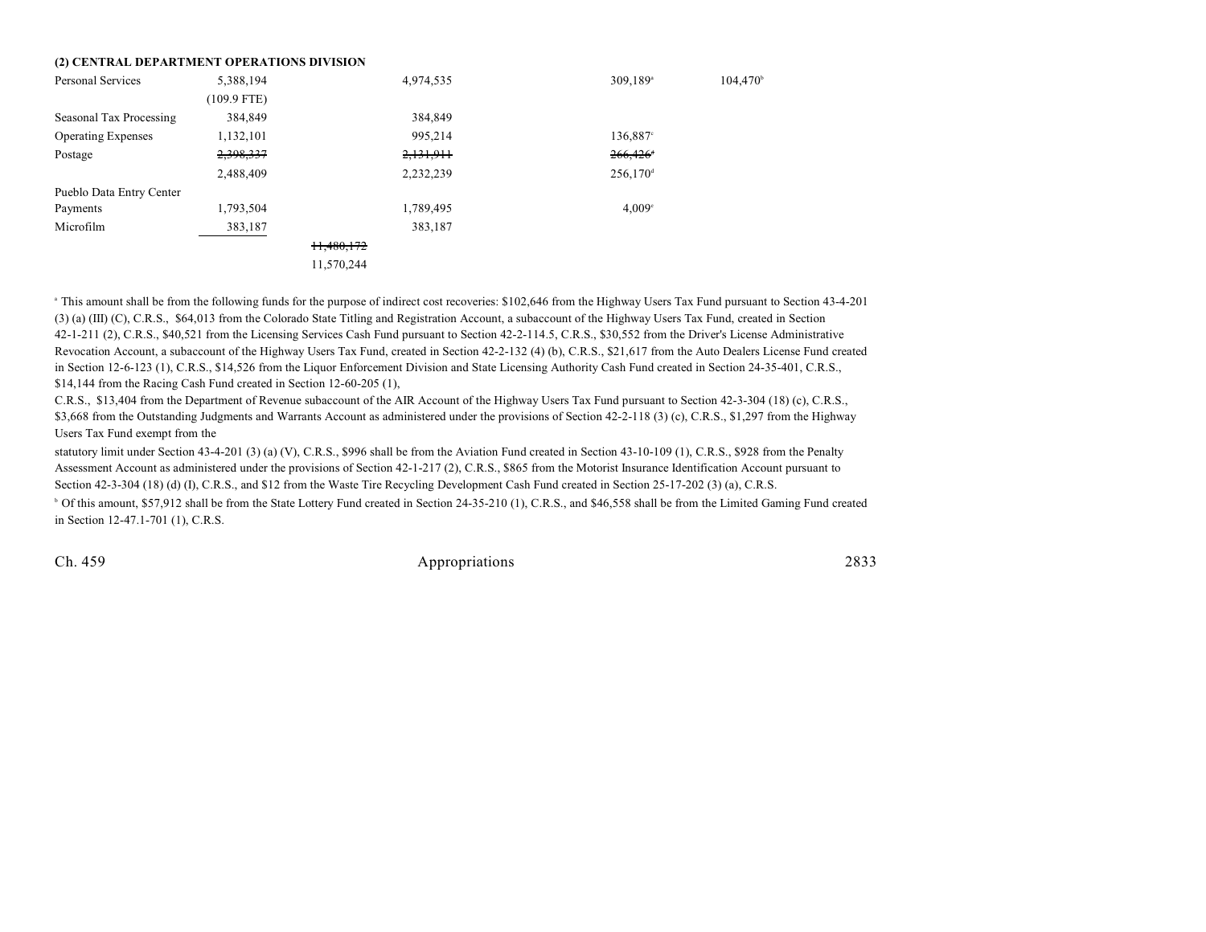**(2) CENTRAL DEPARTMENT OPERATIONS DIVISION**

| | | | | | |
|---|---|---|---|---|---|
| Personal Services | 5,388,194 | | 4,974,535 | 309,189[a] | 104,470[b] |
| | (109.9 FTE) | | | | |
| Seasonal Tax Processing | 384,849 | | 384,849 | | |
| Operating Expenses | 1,132,101 | | 995,214 | 136,887[c] | |
| Postage | ~~2,398,337~~ | | ~~2,131,911~~ | ~~266,426[d]~~ | |
| | 2,488,409 | | 2,232,239 | 256,170[d] | |
| Pueblo Data Entry Center Payments | 1,793,504 | | 1,789,495 | 4,009[e] | |
| Microfilm | 383,187 | | 383,187 | | |
| | | ~~11,480,172~~ | | | |
| | | 11,570,244 | | | |

[a] This amount shall be from the following funds for the purpose of indirect cost recoveries: $102,646 from the Highway Users Tax Fund pursuant to Section 43-4-201 (3) (a) (III) (C), C.R.S., $64,013 from the Colorado State Titling and Registration Account, a subaccount of the Highway Users Tax Fund, created in Section 42-1-211 (2), C.R.S., $40,521 from the Licensing Services Cash Fund pursuant to Section 42-2-114.5, C.R.S., $30,552 from the Driver's License Administrative Revocation Account, a subaccount of the Highway Users Tax Fund, created in Section 42-2-132 (4) (b), C.R.S., $21,617 from the Auto Dealers License Fund created in Section 12-6-123 (1), C.R.S., $14,526 from the Liquor Enforcement Division and State Licensing Authority Cash Fund created in Section 24-35-401, C.R.S., $14,144 from the Racing Cash Fund created in Section 12-60-205 (1), C.R.S., $13,404 from the Department of Revenue subaccount of the AIR Account of the Highway Users Tax Fund pursuant to Section 42-3-304 (18) (c), C.R.S., $3,668 from the Outstanding Judgments and Warrants Account as administered under the provisions of Section 42-2-118 (3) (c), C.R.S., $1,297 from the Highway Users Tax Fund exempt from the statutory limit under Section 43-4-201 (3) (a) (V), C.R.S., $996 shall be from the Aviation Fund created in Section 43-10-109 (1), C.R.S., $928 from the Penalty Assessment Account as administered under the provisions of Section 42-1-217 (2), C.R.S., $865 from the Motorist Insurance Identification Account pursuant to Section 42-3-304 (18) (d) (I), C.R.S., and $12 from the Waste Tire Recycling Development Cash Fund created in Section 25-17-202 (3) (a), C.R.S.

[b] Of this amount, $57,912 shall be from the State Lottery Fund created in Section 24-35-210 (1), C.R.S., and $46,558 shall be from the Limited Gaming Fund created in Section 12-47.1-701 (1), C.R.S.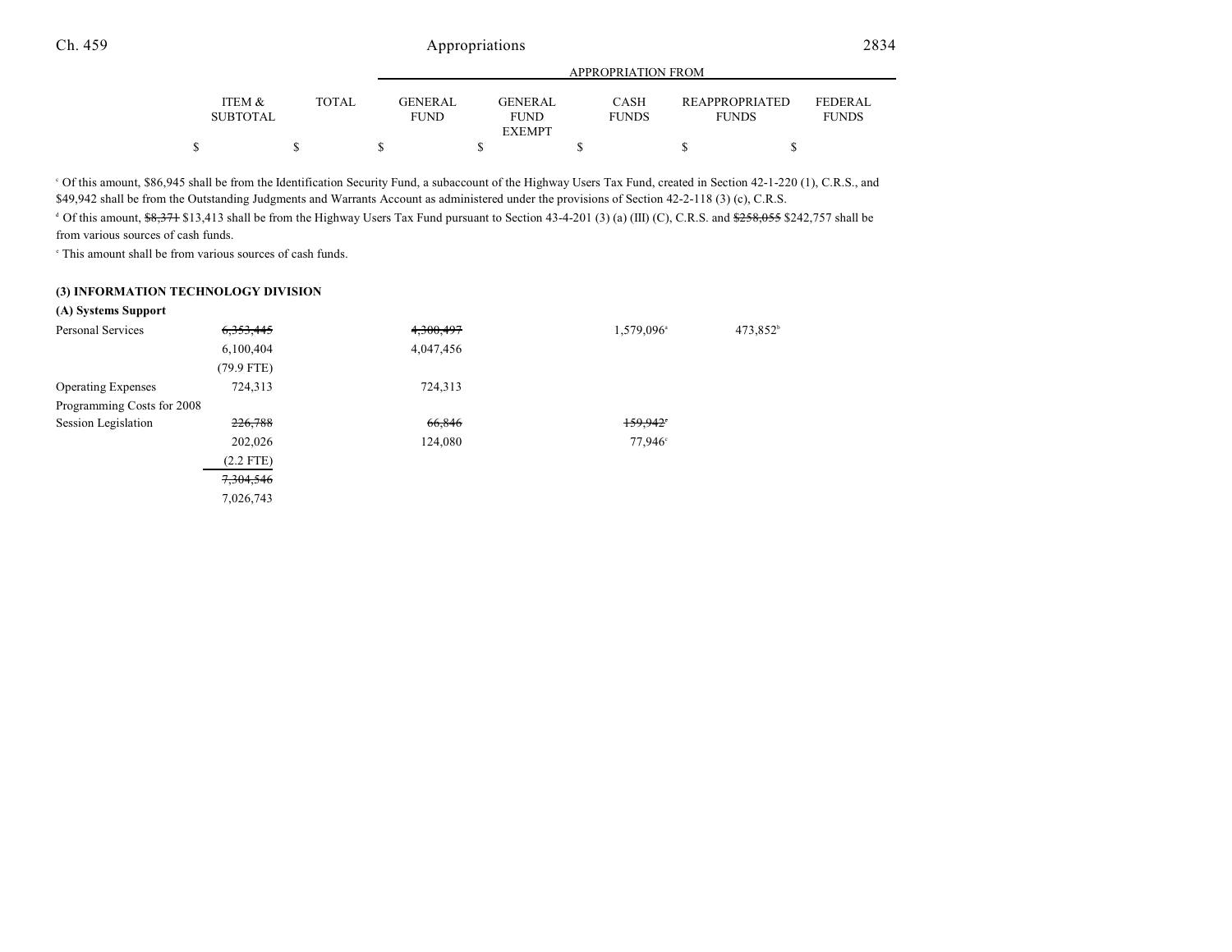| | ITEM & SUBTOTAL | TOTAL | GENERAL FUND | GENERAL FUND EXEMPT | CASH FUNDS | REAPPROPRIATED FUNDS | FEDERAL FUNDS |
|---|---|---|---|---|---|---|---|
| | $ | $ | $ | $ | $ | $ | $ |

[c] Of this amount, $86,945 shall be from the Identification Security Fund, a subaccount of the Highway Users Tax Fund, created in Section 42-1-220 (1), C.R.S., and $49,942 shall be from the Outstanding Judgments and Warrants Account as administered under the provisions of Section 42-2-118 (3) (c), C.R.S.

[d] Of this amount, ~~$8,371~~ $13,413 shall be from the Highway Users Tax Fund pursuant to Section 43-4-201 (3) (a) (III) (C), C.R.S. and ~~$258,055~~ $242,757 shall be from various sources of cash funds.

[e] This amount shall be from various sources of cash funds.

**(3) INFORMATION TECHNOLOGY DIVISION**

**(A) Systems Support**

| | ITEM & SUBTOTAL | TOTAL | GENERAL FUND | GENERAL FUND EXEMPT | CASH FUNDS | REAPPROPRIATED FUNDS | FEDERAL FUNDS |
|---|---|---|---|---|---|---|---|
| Personal Services | ~~6,353,445~~ | | ~~4,300,497~~ | | 1,579,096[a] | 473,852[b] | |
| | 6,100,404 | | 4,047,456 | | | | |
| | (79.9 FTE) | | | | | | |
| Operating Expenses | 724,313 | | 724,313 | | | | |
| Programming Costs for 2008 Session Legislation | ~~226,788~~ | | ~~66,846~~ | | ~~159,942~~[c] | | |
| | 202,026 | | 124,080 | | 77,946[c] | | |
| | (2.2 FTE) | | | | | | |
| | ~~7,304,546~~ | | | | | | |
| | 7,026,743 | | | | | | |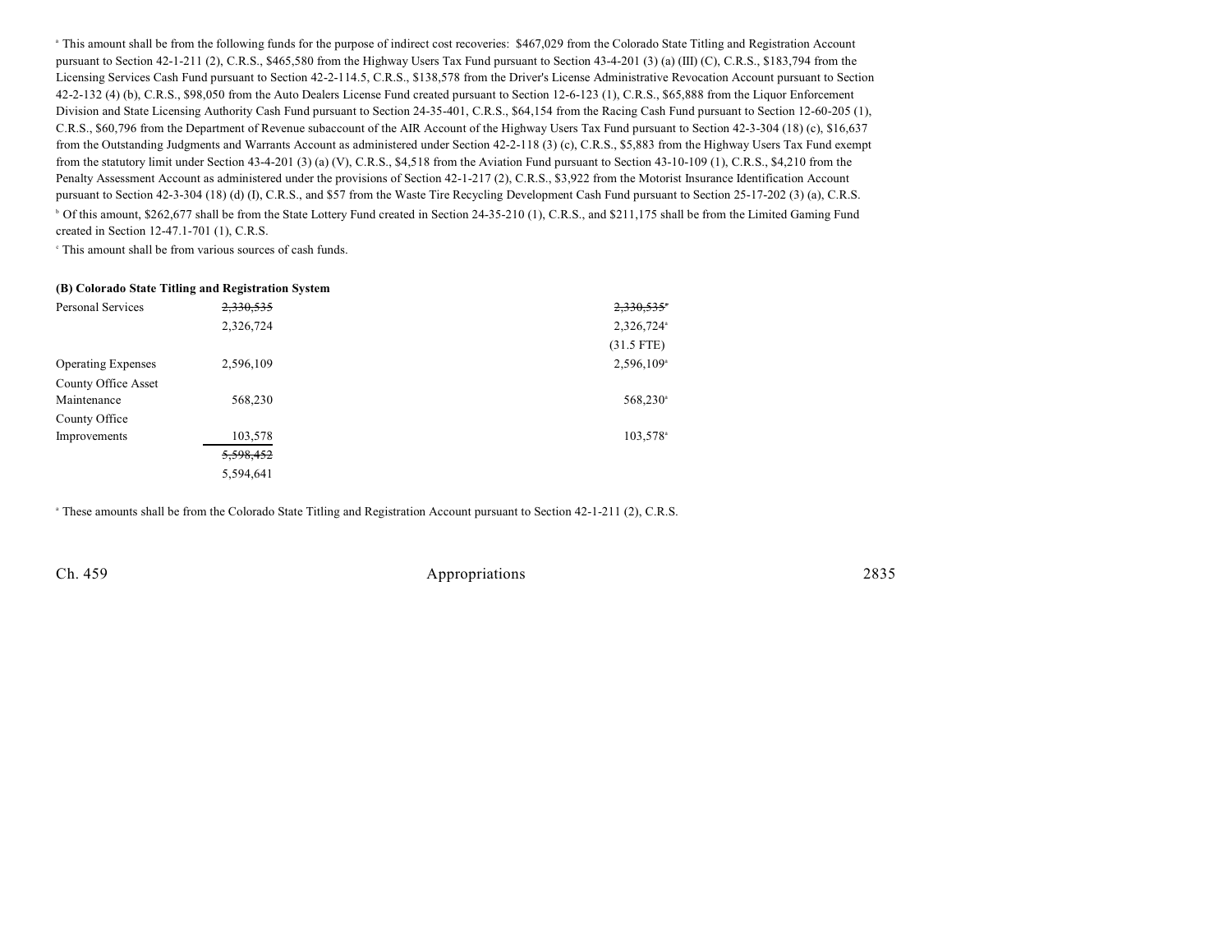[a] This amount shall be from the following funds for the purpose of indirect cost recoveries: $467,029 from the Colorado State Titling and Registration Account pursuant to Section 42-1-211 (2), C.R.S., $465,580 from the Highway Users Tax Fund pursuant to Section 43-4-201 (3) (a) (III) (C), C.R.S., $183,794 from the Licensing Services Cash Fund pursuant to Section 42-2-114.5, C.R.S., $138,578 from the Driver's License Administrative Revocation Account pursuant to Section 42-2-132 (4) (b), C.R.S., $98,050 from the Auto Dealers License Fund created pursuant to Section 12-6-123 (1), C.R.S., $65,888 from the Liquor Enforcement Division and State Licensing Authority Cash Fund pursuant to Section 24-35-401, C.R.S., $64,154 from the Racing Cash Fund pursuant to Section 12-60-205 (1), C.R.S., $60,796 from the Department of Revenue subaccount of the AIR Account of the Highway Users Tax Fund pursuant to Section 42-3-304 (18) (c), $16,637 from the Outstanding Judgments and Warrants Account as administered under Section 42-2-118 (3) (c), C.R.S., $5,883 from the Highway Users Tax Fund exempt from the statutory limit under Section 43-4-201 (3) (a) (V), C.R.S., $4,518 from the Aviation Fund pursuant to Section 43-10-109 (1), C.R.S., $4,210 from the Penalty Assessment Account as administered under the provisions of Section 42-1-217 (2), C.R.S., $3,922 from the Motorist Insurance Identification Account pursuant to Section 42-3-304 (18) (d) (I), C.R.S., and $57 from the Waste Tire Recycling Development Cash Fund pursuant to Section 25-17-202 (3) (a), C.R.S.

[b] Of this amount, $262,677 shall be from the State Lottery Fund created in Section 24-35-210 (1), C.R.S., and $211,175 shall be from the Limited Gaming Fund created in Section 12-47.1-701 (1), C.R.S.

[c] This amount shall be from various sources of cash funds.

**(B) Colorado State Titling and Registration System**

| | | |
|---|---|---|
| Personal Services | ~~2,330,535~~ | ~~2,330,535~~[a] |
| | 2,326,724 | 2,326,724[a] |
| | | (31.5 FTE) |
| Operating Expenses | 2,596,109 | 2,596,109[a] |
| County Office Asset Maintenance | 568,230 | 568,230[a] |
| County Office Improvements | 103,578 | 103,578[a] |
| | ~~5,598,452~~ | |
| | 5,594,641 | |

[a] These amounts shall be from the Colorado State Titling and Registration Account pursuant to Section 42-1-211 (2), C.R.S.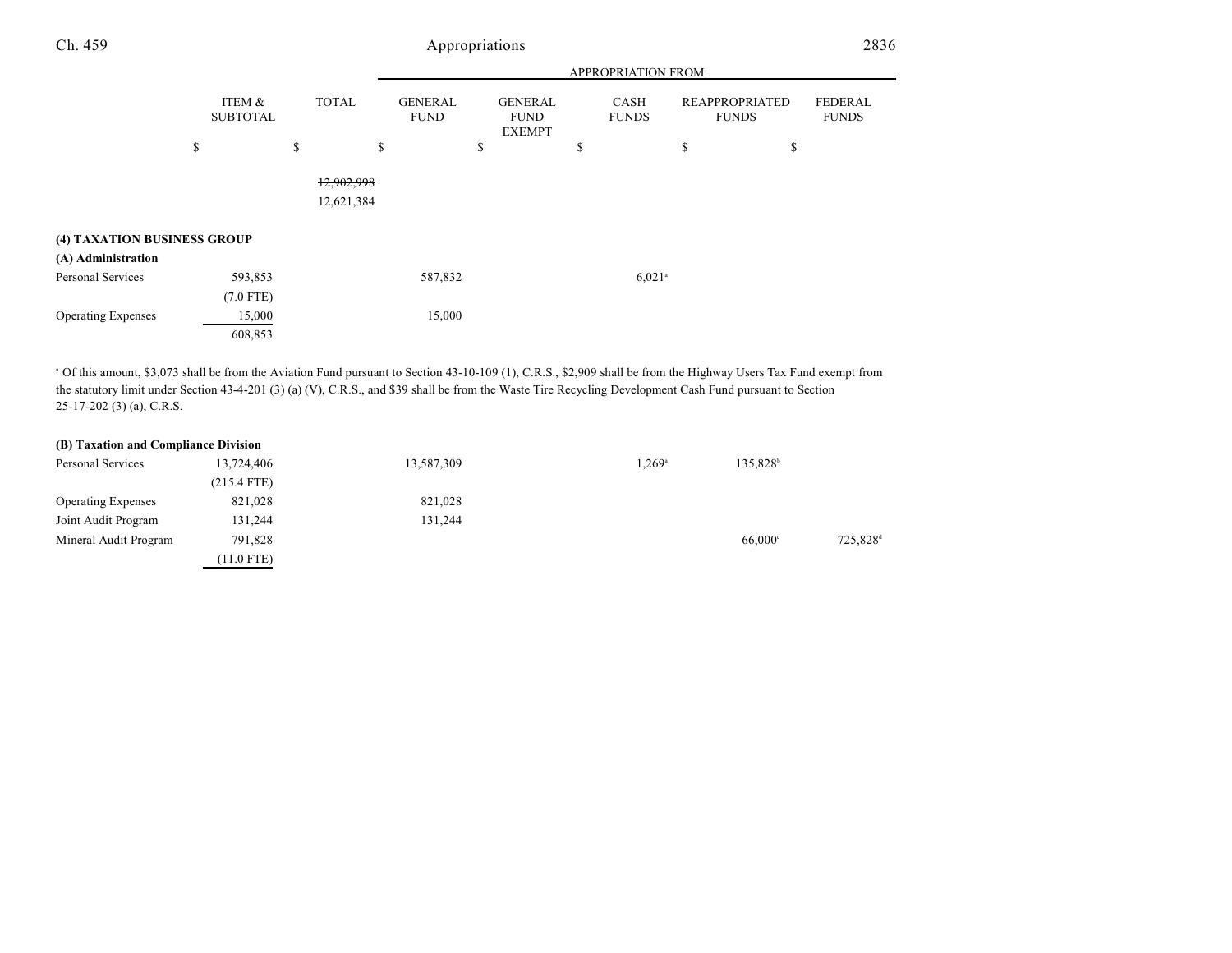| | ITEM & SUBTOTAL | TOTAL | GENERAL FUND | GENERAL FUND EXEMPT | CASH FUNDS | REAPPROPRIATED FUNDS | FEDERAL FUNDS |
|---|---|---|---|---|---|---|---|
| | $ | $ | $ | $ | $ | $ | $ |
| | | ~~12,902,998~~ | | | | | |
| | | 12,621,384 | | | | | |
| **(4) TAXATION BUSINESS GROUP** | | | | | | | |
| **(A) Administration** | | | | | | | |
| Personal Services | 593,853 | | 587,832 | | 6,021[a] | | |
| | (7.0 FTE) | | | | | | |
| Operating Expenses | 15,000 | | 15,000 | | | | |
| | 608,853 | | | | | | |

[a] Of this amount, $3,073 shall be from the Aviation Fund pursuant to Section 43-10-109 (1), C.R.S., $2,909 shall be from the Highway Users Tax Fund exempt from the statutory limit under Section 43-4-201 (3) (a) (V), C.R.S., and $39 shall be from the Waste Tire Recycling Development Cash Fund pursuant to Section 25-17-202 (3) (a), C.R.S.

| | ITEM & SUBTOTAL | TOTAL | GENERAL FUND | GENERAL FUND EXEMPT | CASH FUNDS | REAPPROPRIATED FUNDS | FEDERAL FUNDS |
|---|---|---|---|---|---|---|---|
| **(B) Taxation and Compliance Division** | | | | | | | |
| Personal Services | 13,724,406 | | 13,587,309 | | 1,269[a] | 135,828[b] | |
| | (215.4 FTE) | | | | | | |
| Operating Expenses | 821,028 | | 821,028 | | | | |
| Joint Audit Program | 131,244 | | 131,244 | | | | |
| Mineral Audit Program | 791,828 | | | | | 66,000[c] | 725,828[d] |
| | (11.0 FTE) | | | | | | |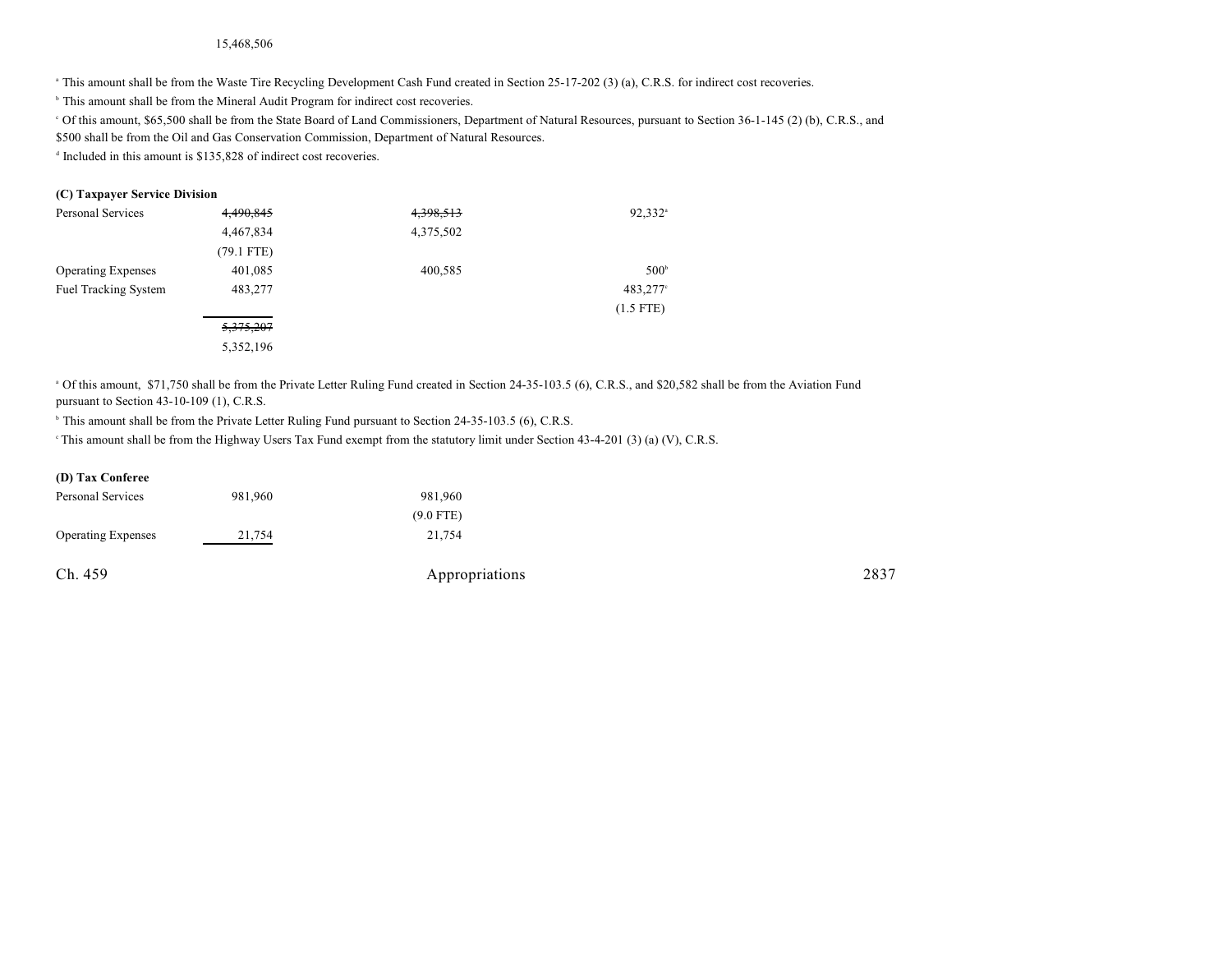15,468,506

[a] This amount shall be from the Waste Tire Recycling Development Cash Fund created in Section 25-17-202 (3) (a), C.R.S. for indirect cost recoveries.

[b] This amount shall be from the Mineral Audit Program for indirect cost recoveries.

[c] Of this amount, $65,500 shall be from the State Board of Land Commissioners, Department of Natural Resources, pursuant to Section 36-1-145 (2) (b), C.R.S., and $500 shall be from the Oil and Gas Conservation Commission, Department of Natural Resources.

[d] Included in this amount is $135,828 of indirect cost recoveries.

**(C) Taxpayer Service Division**

| | | | |
|---|---|---|---|
| Personal Services | ~~4,490,845~~ | ~~4,398,513~~ | 92,332[a] |
| | 4,467,834 | 4,375,502 | |
| | (79.1 FTE) | | |
| Operating Expenses | 401,085 | 400,585 | 500[b] |
| Fuel Tracking System | 483,277 | | 483,277[c] |
| | | | (1.5 FTE) |
| | ~~5,375,207~~ | | |
| | 5,352,196 | | |

[a] Of this amount, $71,750 shall be from the Private Letter Ruling Fund created in Section 24-35-103.5 (6), C.R.S., and $20,582 shall be from the Aviation Fund pursuant to Section 43-10-109 (1), C.R.S.

[b] This amount shall be from the Private Letter Ruling Fund pursuant to Section 24-35-103.5 (6), C.R.S.

[c] This amount shall be from the Highway Users Tax Fund exempt from the statutory limit under Section 43-4-201 (3) (a) (V), C.R.S.

**(D) Tax Conferee**

| | | |
|---|---|---|
| Personal Services | 981,960 | 981,960 |
| | | (9.0 FTE) |
| Operating Expenses | 21,754 | 21,754 |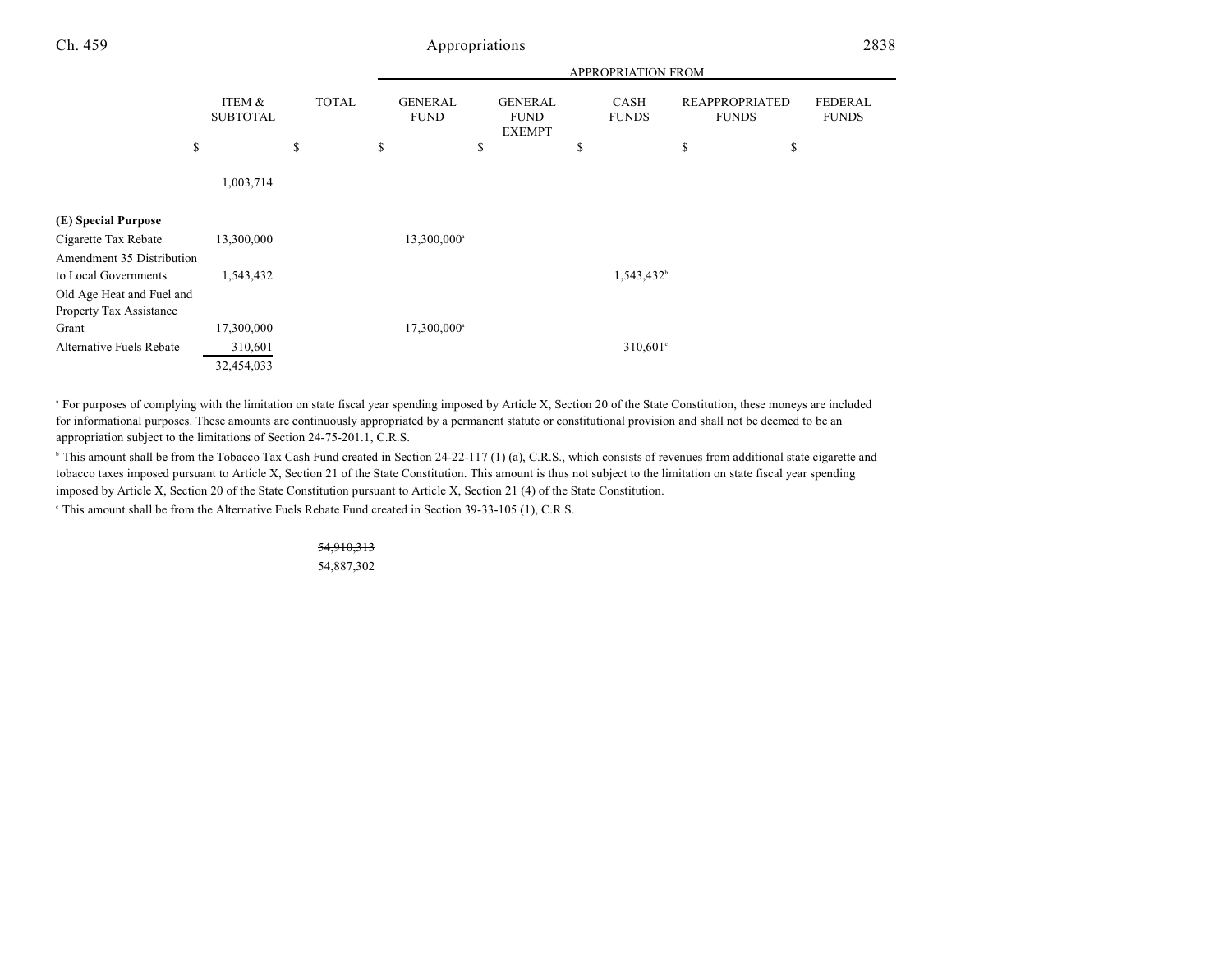| | ITEM & SUBTOTAL | TOTAL | GENERAL FUND | GENERAL FUND EXEMPT | CASH FUNDS | REAPPROPRIATED FUNDS | FEDERAL FUNDS |
|---|---|---|---|---|---|---|---|
| | | | APPROPRIATION FROM | | | | |
| | $ | $ | $ | $ | $ | $ | $ |
| | 1,003,714 | | | | | | |
| **(E) Special Purpose** | | | | | | | |
| Cigarette Tax Rebate | 13,300,000 | | 13,300,000[a] | | | | |
| Amendment 35 Distribution to Local Governments | 1,543,432 | | | | 1,543,432[b] | | |
| Old Age Heat and Fuel and Property Tax Assistance Grant | 17,300,000 | | 17,300,000[a] | | | | |
| Alternative Fuels Rebate | 310,601 | | | | 310,601[c] | | |
| | 32,454,033 | | | | | | |

[a] For purposes of complying with the limitation on state fiscal year spending imposed by Article X, Section 20 of the State Constitution, these moneys are included for informational purposes. These amounts are continuously appropriated by a permanent statute or constitutional provision and shall not be deemed to be an appropriation subject to the limitations of Section 24-75-201.1, C.R.S.

[b] This amount shall be from the Tobacco Tax Cash Fund created in Section 24-22-117 (1) (a), C.R.S., which consists of revenues from additional state cigarette and tobacco taxes imposed pursuant to Article X, Section 21 of the State Constitution. This amount is thus not subject to the limitation on state fiscal year spending imposed by Article X, Section 20 of the State Constitution pursuant to Article X, Section 21 (4) of the State Constitution.

[c] This amount shall be from the Alternative Fuels Rebate Fund created in Section 39-33-105 (1), C.R.S.

| | ITEM & SUBTOTAL | TOTAL | GENERAL FUND | GENERAL FUND EXEMPT | CASH FUNDS | REAPPROPRIATED FUNDS | FEDERAL FUNDS |
|---|---|---|---|---|---|---|---|
| | | ~~54,910,313~~ | | | | | |
| | | 54,887,302 | | | | | |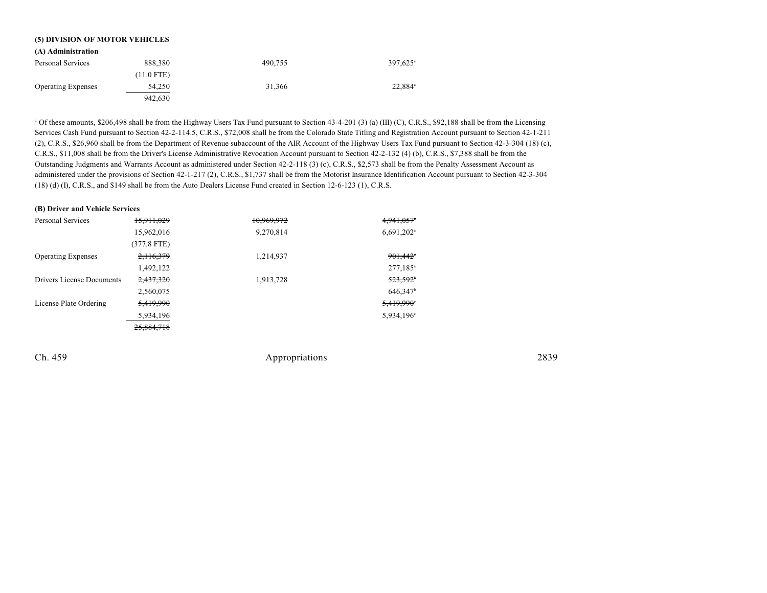**(5) DIVISION OF MOTOR VEHICLES**

**(A) Administration**

| | | | |
|---|---|---|---|
| Personal Services | 888,380 | 490,755 | 397,625[a] |
| | (11.0 FTE) | | |
| Operating Expenses | 54,250 | 31,366 | 22,884[a] |
| | 942,630 | | |

[a] Of these amounts, $206,498 shall be from the Highway Users Tax Fund pursuant to Section 43-4-201 (3) (a) (III) (C), C.R.S., $92,188 shall be from the Licensing Services Cash Fund pursuant to Section 42-2-114.5, C.R.S., $72,008 shall be from the Colorado State Titling and Registration Account pursuant to Section 42-1-211 (2), C.R.S., $26,960 shall be from the Department of Revenue subaccount of the AIR Account of the Highway Users Tax Fund pursuant to Section 42-3-304 (18) (c), C.R.S., $11,008 shall be from the Driver's License Administrative Revocation Account pursuant to Section 42-2-132 (4) (b), C.R.S., $7,388 shall be from the Outstanding Judgments and Warrants Account as administered under Section 42-2-118 (3) (c), C.R.S., $2,573 shall be from the Penalty Assessment Account as administered under the provisions of Section 42-1-217 (2), C.R.S., $1,737 shall be from the Motorist Insurance Identification Account pursuant to Section 42-3-304 (18) (d) (I), C.R.S., and $149 shall be from the Auto Dealers License Fund created in Section 12-6-123 (1), C.R.S.

**(B) Driver and Vehicle Services**

| | | | |
|---|---|---|---|
| Personal Services | ~~15,911,029~~ | ~~10,969,972~~ | ~~4,941,057~~[a] |
| | 15,962,016 | 9,270,814 | 6,691,202[a] |
| | (377.8 FTE) | | |
| Operating Expenses | ~~2,116,379~~ | 1,214,937 | ~~901,442~~[a] |
| | 1,492,122 | | 277,185[a] |
| Drivers License Documents | ~~2,437,320~~ | 1,913,728 | ~~523,592~~[b] |
| | 2,560,075 | | 646,347[b] |
| License Plate Ordering | ~~5,419,990~~ | | ~~5,419,990~~[c] |
| | 5,934,196 | | 5,934,196[c] |
| | ~~25,884,718~~ | | |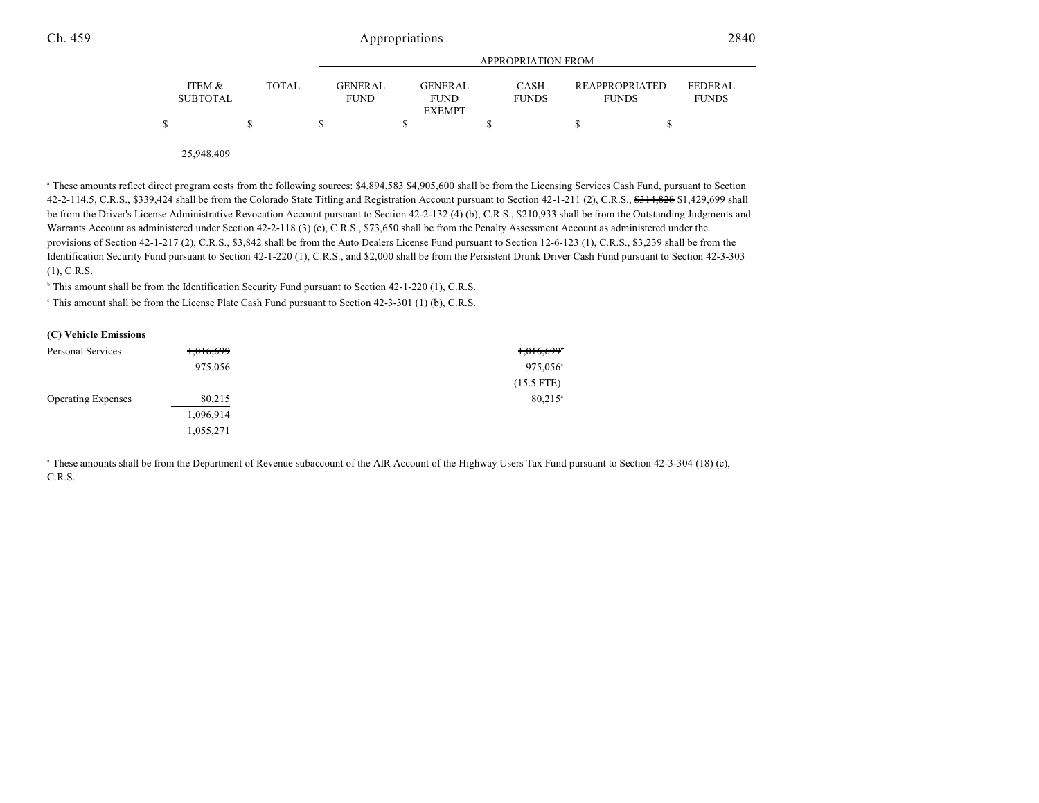| | ITEM & SUBTOTAL | TOTAL | GENERAL FUND | GENERAL FUND EXEMPT | CASH FUNDS | REAPPROPRIATED FUNDS | FEDERAL FUNDS |
|---|---|---|---|---|---|---|---|
| | | | APPROPRIATION FROM | | | | |
| | $ | $ | $ | $ | $ | $ | $ |
| | 25,948,409 | | | | | | |

[a] These amounts reflect direct program costs from the following sources: ~~$4,894,583~~ $4,905,600 shall be from the Licensing Services Cash Fund, pursuant to Section 42-2-114.5, C.R.S., $339,424 shall be from the Colorado State Titling and Registration Account pursuant to Section 42-1-211 (2), C.R.S., ~~$314,828~~ $1,429,699 shall be from the Driver's License Administrative Revocation Account pursuant to Section 42-2-132 (4) (b), C.R.S., $210,933 shall be from the Outstanding Judgments and Warrants Account as administered under Section 42-2-118 (3) (c), C.R.S., $73,650 shall be from the Penalty Assessment Account as administered under the provisions of Section 42-1-217 (2), C.R.S., $3,842 shall be from the Auto Dealers License Fund pursuant to Section 12-6-123 (1), C.R.S., $3,239 shall be from the Identification Security Fund pursuant to Section 42-1-220 (1), C.R.S., and $2,000 shall be from the Persistent Drunk Driver Cash Fund pursuant to Section 42-3-303 (1), C.R.S.

[b] This amount shall be from the Identification Security Fund pursuant to Section 42-1-220 (1), C.R.S.

[c] This amount shall be from the License Plate Cash Fund pursuant to Section 42-3-301 (1) (b), C.R.S.

**(C) Vehicle Emissions**

| | ITEM & SUBTOTAL | TOTAL | GENERAL FUND | GENERAL FUND EXEMPT | CASH FUNDS | REAPPROPRIATED FUNDS | FEDERAL FUNDS |
|---|---|---|---|---|---|---|---|
| Personal Services | ~~1,016,699~~ | | | | ~~1,016,699~~[a] | | |
| | 975,056 | | | | 975,056[a] | | |
| | | | | | (15.5 FTE) | | |
| Operating Expenses | 80,215 | | | | 80,215[a] | | |
| | ~~1,096,914~~ | | | | | | |
| | 1,055,271 | | | | | | |

[a] These amounts shall be from the Department of Revenue subaccount of the AIR Account of the Highway Users Tax Fund pursuant to Section 42-3-304 (18) (c), C.R.S.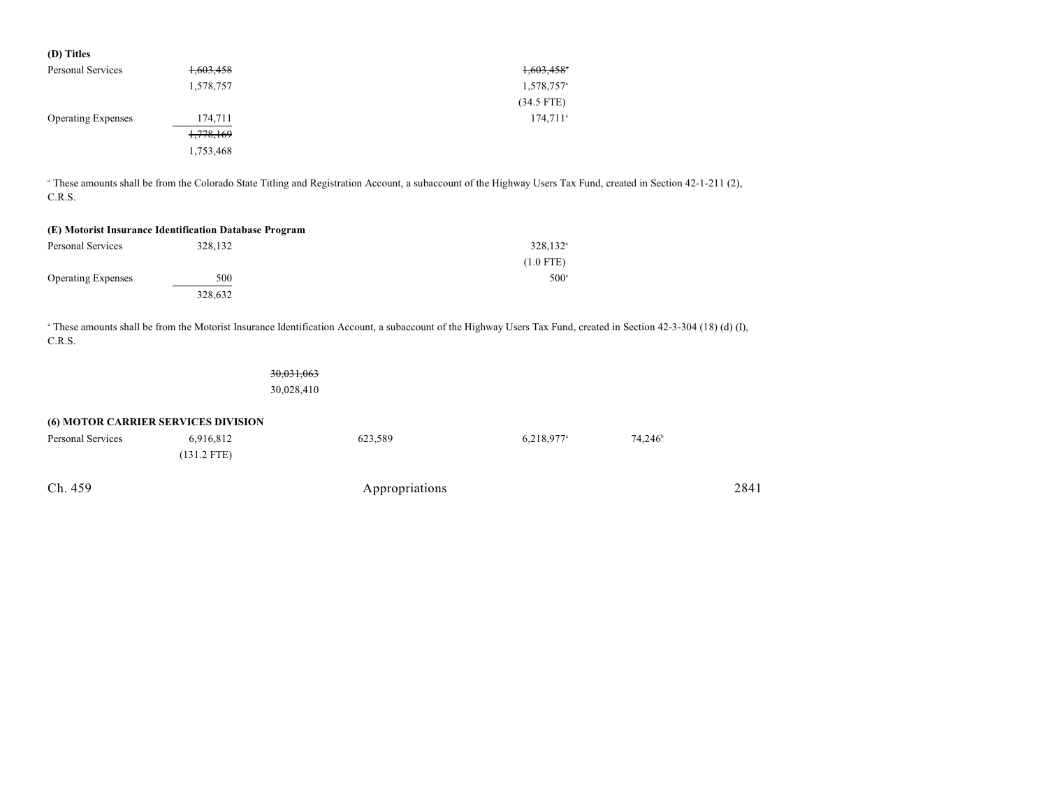**(D) Titles**

| | | | | | |
|---|---|---|---|---|---|
| Personal Services | ~~1,603,458~~ | | | ~~1,603,458~~[a] | |
| | 1,578,757 | | | 1,578,757[a] | |
| | | | | (34.5 FTE) | |
| Operating Expenses | 174,711 | | | 174,711[a] | |
| | ~~1,778,169~~ | | | | |
| | 1,753,468 | | | | |

[a] These amounts shall be from the Colorado State Titling and Registration Account, a subaccount of the Highway Users Tax Fund, created in Section 42-1-211 (2), C.R.S.

**(E) Motorist Insurance Identification Database Program**

| | | | | | |
|---|---|---|---|---|---|
| Personal Services | 328,132 | | | 328,132[a] | |
| | | | | (1.0 FTE) | |
| Operating Expenses | 500 | | | 500[a] | |
| | 328,632 | | | | |

[a] These amounts shall be from the Motorist Insurance Identification Account, a subaccount of the Highway Users Tax Fund, created in Section 42-3-304 (18) (d) (I), C.R.S.

| | | | | | |
|---|---|---|---|---|---|
| | | ~~30,031,063~~ | | | |
| | | 30,028,410 | | | |

**(6) MOTOR CARRIER SERVICES DIVISION**

| | | | | | |
|---|---|---|---|---|---|
| Personal Services | 6,916,812 | | 623,589 | 6,218,977[a] | 74,246[b] |
| | (131.2 FTE) | | | | |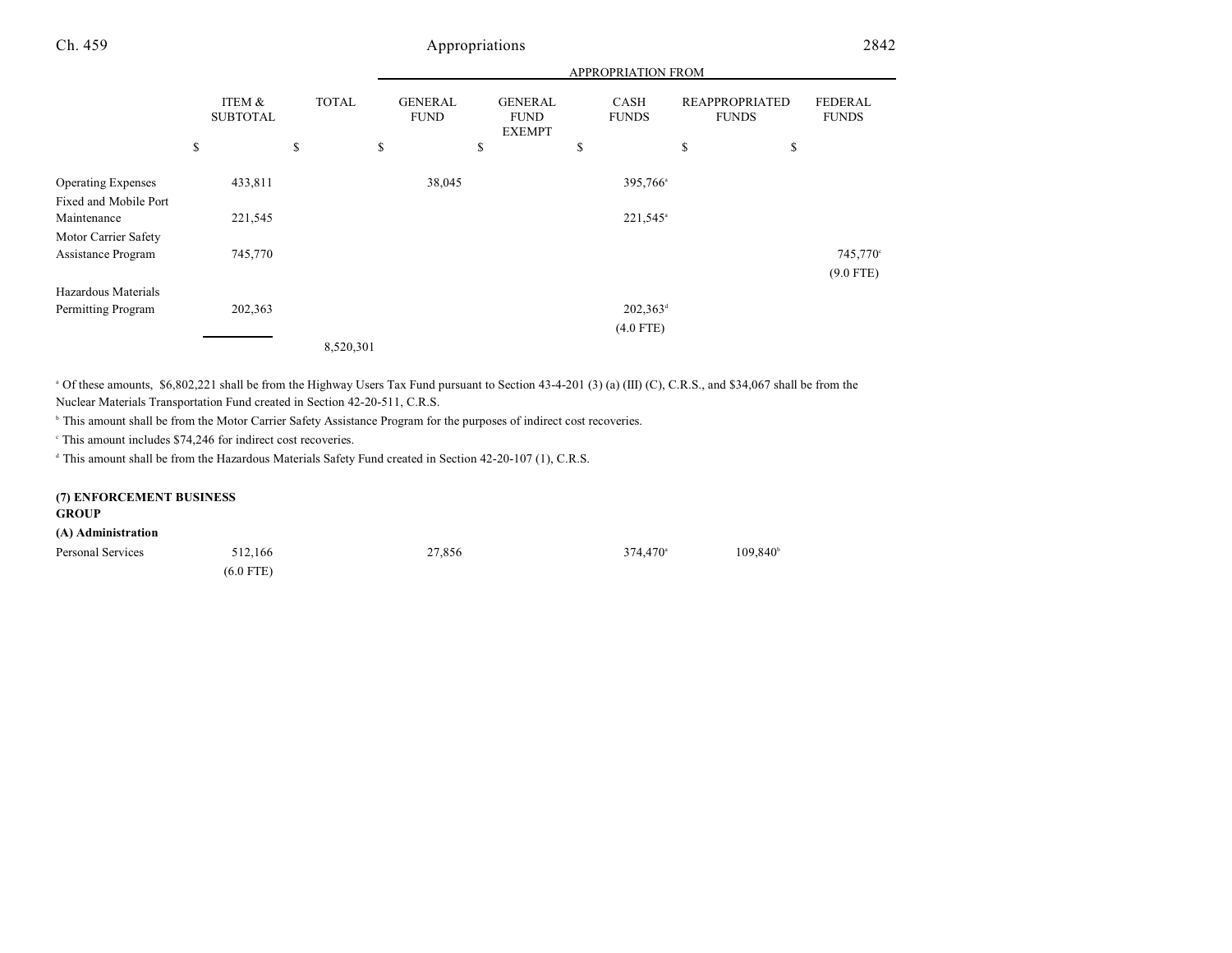| | ITEM & SUBTOTAL | TOTAL | APPROPRIATION FROM GENERAL FUND | GENERAL FUND EXEMPT | CASH FUNDS | REAPPROPRIATED FUNDS | FEDERAL FUNDS |
|---|---|---|---|---|---|---|---|
| | $ | $ | $ | $ | $ | $ | $ |
| Operating Expenses | 433,811 | | 38,045 | | 395,766[a] | | |
| Fixed and Mobile Port Maintenance | 221,545 | | | | 221,545[a] | | |
| Motor Carrier Safety Assistance Program | 745,770 | | | | | | 745,770[c] (9.0 FTE) |
| Hazardous Materials Permitting Program | 202,363 | | | | 202,363[d] (4.0 FTE) | | |
| | | 8,520,301 | | | | | |

[a] Of these amounts, $6,802,221 shall be from the Highway Users Tax Fund pursuant to Section 43-4-201 (3) (a) (III) (C), C.R.S., and $34,067 shall be from the Nuclear Materials Transportation Fund created in Section 42-20-511, C.R.S.

[b] This amount shall be from the Motor Carrier Safety Assistance Program for the purposes of indirect cost recoveries.

[c] This amount includes $74,246 for indirect cost recoveries.

[d] This amount shall be from the Hazardous Materials Safety Fund created in Section 42-20-107 (1), C.R.S.

**(7) ENFORCEMENT BUSINESS GROUP**

**(A) Administration**

| | ITEM & SUBTOTAL | TOTAL | GENERAL FUND | GENERAL FUND EXEMPT | CASH FUNDS | REAPPROPRIATED FUNDS | FEDERAL FUNDS |
|---|---|---|---|---|---|---|---|
| Personal Services | 512,166 (6.0 FTE) | | 27,856 | | 374,470[a] | 109,840[b] | |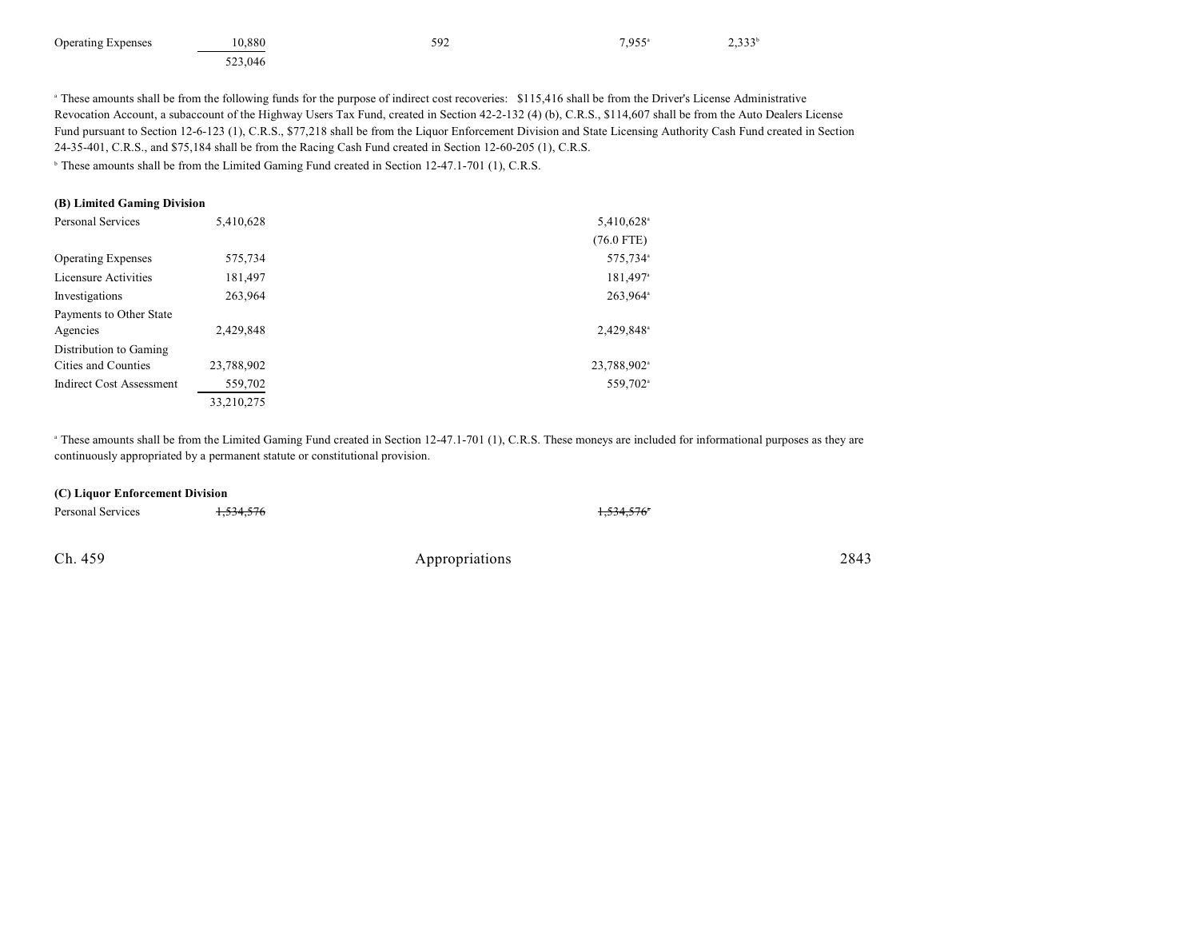| | | | | | |
|---|---|---|---|---|---|
| Operating Expenses | 10,880 | 592 | | 7,955[a] | 2,333[b] |
| | 523,046 | | | | |

[a] These amounts shall be from the following funds for the purpose of indirect cost recoveries: $115,416 shall be from the Driver's License Administrative Revocation Account, a subaccount of the Highway Users Tax Fund, created in Section 42-2-132 (4) (b), C.R.S., $114,607 shall be from the Auto Dealers License Fund pursuant to Section 12-6-123 (1), C.R.S., $77,218 shall be from the Liquor Enforcement Division and State Licensing Authority Cash Fund created in Section 24-35-401, C.R.S., and $75,184 shall be from the Racing Cash Fund created in Section 12-60-205 (1), C.R.S.

[b] These amounts shall be from the Limited Gaming Fund created in Section 12-47.1-701 (1), C.R.S.

**(B) Limited Gaming Division**

| | | | | | |
|---|---|---|---|---|---|
| Personal Services | 5,410,628 | | | 5,410,628[a] | |
| | | | | (76.0 FTE) | |
| Operating Expenses | 575,734 | | | 575,734[a] | |
| Licensure Activities | 181,497 | | | 181,497[a] | |
| Investigations | 263,964 | | | 263,964[a] | |
| Payments to Other State Agencies | 2,429,848 | | | 2,429,848[a] | |
| Distribution to Gaming Cities and Counties | 23,788,902 | | | 23,788,902[a] | |
| Indirect Cost Assessment | 559,702 | | | 559,702[a] | |
| | 33,210,275 | | | | |

[a] These amounts shall be from the Limited Gaming Fund created in Section 12-47.1-701 (1), C.R.S. These moneys are included for informational purposes as they are continuously appropriated by a permanent statute or constitutional provision.

**(C) Liquor Enforcement Division**

| | | | | | |
|---|---|---|---|---|---|
| Personal Services | ~~1,534,576~~ | | | ~~1,534,576~~[a] | |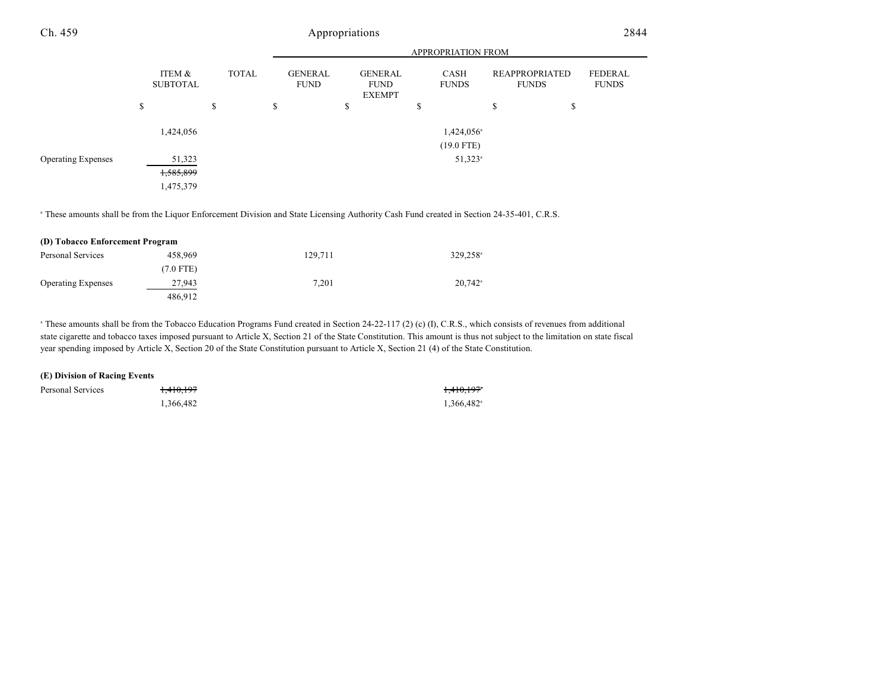| | ITEM & SUBTOTAL | TOTAL | GENERAL FUND | GENERAL FUND EXEMPT | CASH FUNDS | REAPPROPRIATED FUNDS | FEDERAL FUNDS |
|---|---|---|---|---|---|---|---|
| | $ | $ | $ | $ | $ | $ | $ |
| | 1,424,056 | | | | 1,424,056[a] | | |
| | | | | | (19.0 FTE) | | |
| Operating Expenses | 51,323 | | | | 51,323[a] | | |
| | ~~1,585,899~~ | | | | | | |
| | 1,475,379 | | | | | | |

[a] These amounts shall be from the Liquor Enforcement Division and State Licensing Authority Cash Fund created in Section 24-35-401, C.R.S.

**(D) Tobacco Enforcement Program**

| | ITEM & SUBTOTAL | TOTAL | GENERAL FUND | GENERAL FUND EXEMPT | CASH FUNDS | REAPPROPRIATED FUNDS | FEDERAL FUNDS |
|---|---|---|---|---|---|---|---|
| Personal Services | 458,969 | | 129,711 | | 329,258[a] | | |
| | (7.0 FTE) | | | | | | |
| Operating Expenses | 27,943 | | 7,201 | | 20,742[a] | | |
| | 486,912 | | | | | | |

[a] These amounts shall be from the Tobacco Education Programs Fund created in Section 24-22-117 (2) (c) (I), C.R.S., which consists of revenues from additional state cigarette and tobacco taxes imposed pursuant to Article X, Section 21 of the State Constitution. This amount is thus not subject to the limitation on state fiscal year spending imposed by Article X, Section 20 of the State Constitution pursuant to Article X, Section 21 (4) of the State Constitution.

**(E) Division of Racing Events**

| | ITEM & SUBTOTAL | TOTAL | GENERAL FUND | GENERAL FUND EXEMPT | CASH FUNDS | REAPPROPRIATED FUNDS | FEDERAL FUNDS |
|---|---|---|---|---|---|---|---|
| Personal Services | ~~1,410,197~~ | | | | ~~1,410,197~~[a] | | |
| | 1,366,482 | | | | 1,366,482[a] | | |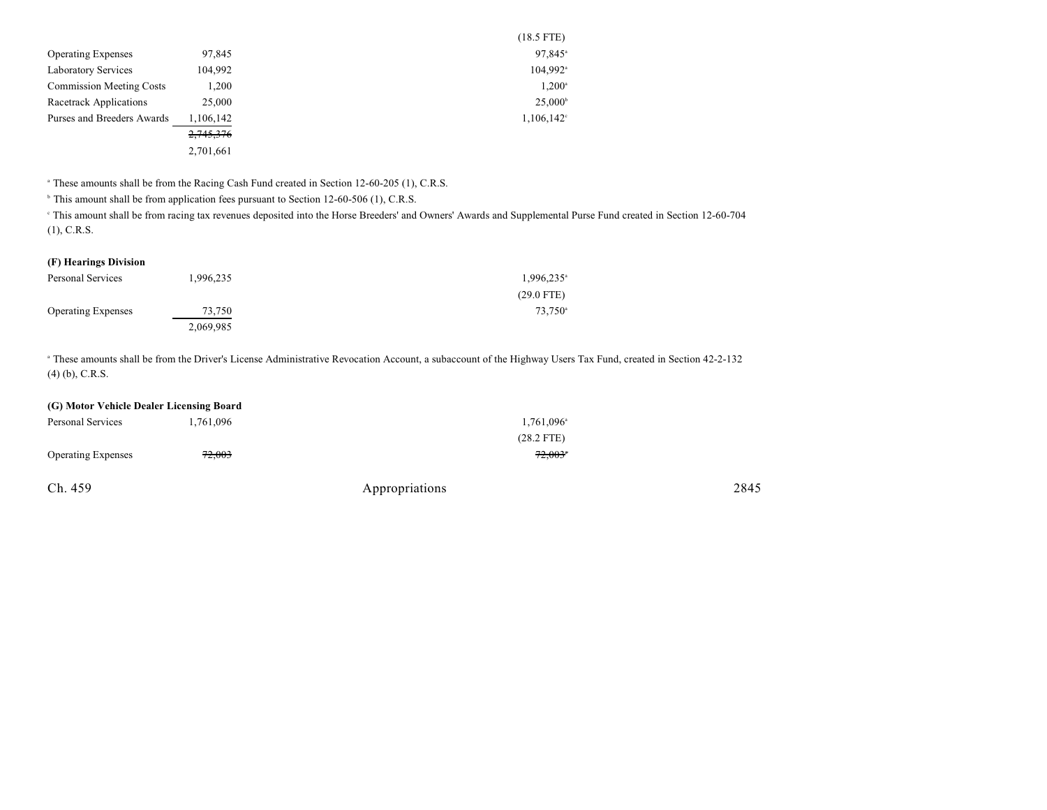| | | |
|---|---|---|
| | | (18.5 FTE) |
| Operating Expenses | 97,845 | 97,845[a] |
| Laboratory Services | 104,992 | 104,992[a] |
| Commission Meeting Costs | 1,200 | 1,200[a] |
| Racetrack Applications | 25,000 | 25,000[b] |
| Purses and Breeders Awards | 1,106,142 | 1,106,142[c] |
| | ~~2,745,376~~ | |
| | 2,701,661 | |

[a] These amounts shall be from the Racing Cash Fund created in Section 12-60-205 (1), C.R.S.

[b] This amount shall be from application fees pursuant to Section 12-60-506 (1), C.R.S.

[c] This amount shall be from racing tax revenues deposited into the Horse Breeders' and Owners' Awards and Supplemental Purse Fund created in Section 12-60-704 (1), C.R.S.

**(F) Hearings Division**

| | | |
|---|---|---|
| Personal Services | 1,996,235 | 1,996,235[a] |
| | | (29.0 FTE) |
| Operating Expenses | 73,750 | 73,750[a] |
| | 2,069,985 | |

[a] These amounts shall be from the Driver's License Administrative Revocation Account, a subaccount of the Highway Users Tax Fund, created in Section 42-2-132 (4) (b), C.R.S.

**(G) Motor Vehicle Dealer Licensing Board**

| | | |
|---|---|---|
| Personal Services | 1,761,096 | 1,761,096[a] |
| | | (28.2 FTE) |
| Operating Expenses | ~~72,003~~ | ~~72,003~~[a] |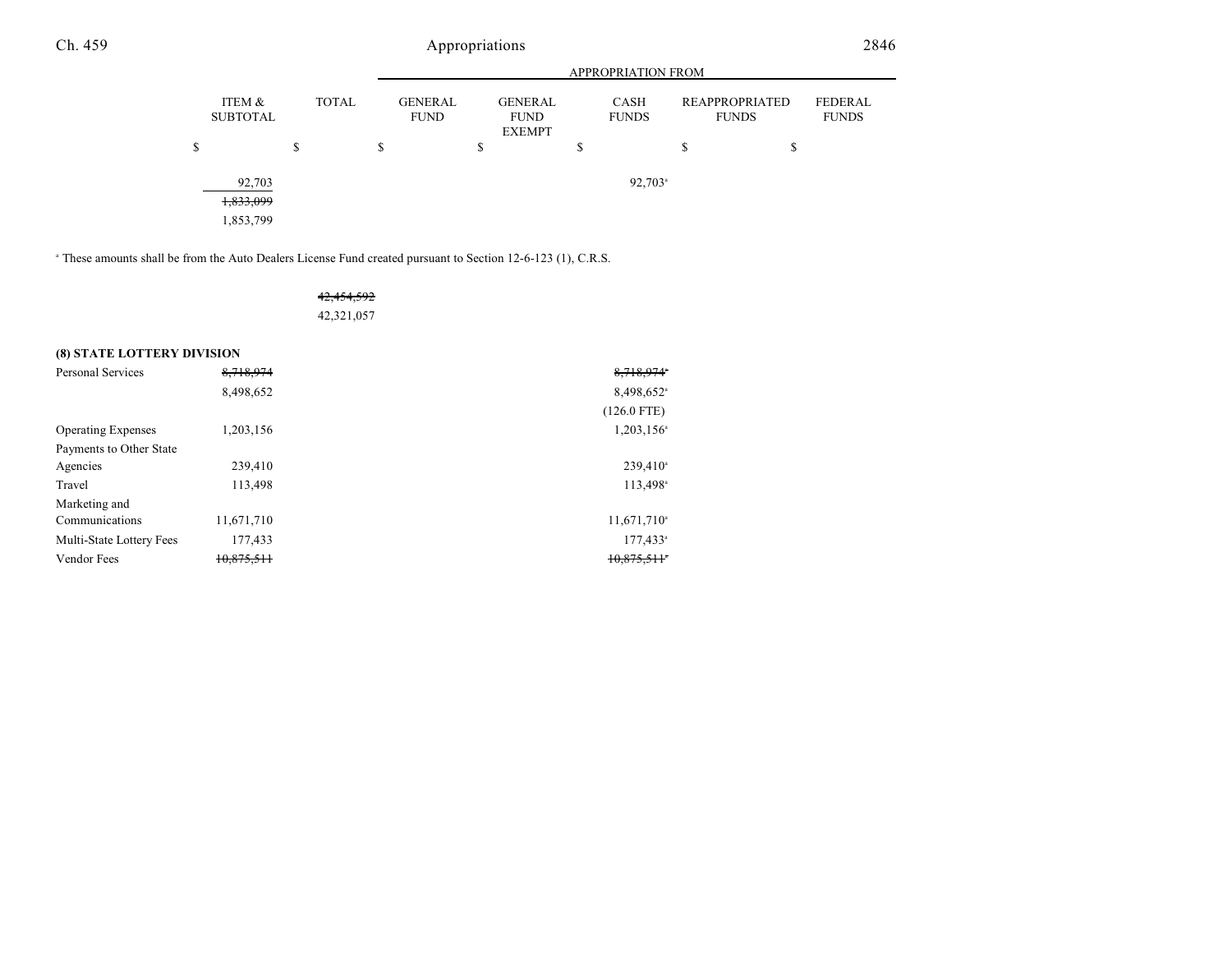| | ITEM & SUBTOTAL | TOTAL | GENERAL FUND | GENERAL FUND EXEMPT | CASH FUNDS | REAPPROPRIATED FUNDS | FEDERAL FUNDS |
|---|---|---|---|---|---|---|---|
| | | | APPROPRIATION FROM | | | | |
| | $ | $ | $ | $ | $ | $ | $ |
| | 92,703 | | | | 92,703[a] | | |
| | ~~1,833,099~~ | | | | | | |
| | 1,853,799 | | | | | | |

[a] These amounts shall be from the Auto Dealers License Fund created pursuant to Section 12-6-123 (1), C.R.S.

| | ITEM & SUBTOTAL | TOTAL | GENERAL FUND | GENERAL FUND EXEMPT | CASH FUNDS | REAPPROPRIATED FUNDS | FEDERAL FUNDS |
|---|---|---|---|---|---|---|---|
| | | ~~42,454,592~~ | | | | | |
| | | 42,321,057 | | | | | |

**(8) STATE LOTTERY DIVISION**

| | ITEM & SUBTOTAL | TOTAL | GENERAL FUND | GENERAL FUND EXEMPT | CASH FUNDS | REAPPROPRIATED FUNDS | FEDERAL FUNDS |
|---|---|---|---|---|---|---|---|
| Personal Services | ~~8,718,974~~ | | | | ~~8,718,974~~[a] | | |
| | 8,498,652 | | | | 8,498,652[a] | | |
| | | | | | (126.0 FTE) | | |
| Operating Expenses | 1,203,156 | | | | 1,203,156[a] | | |
| Payments to Other State Agencies | 239,410 | | | | 239,410[a] | | |
| Travel | 113,498 | | | | 113,498[a] | | |
| Marketing and Communications | 11,671,710 | | | | 11,671,710[a] | | |
| Multi-State Lottery Fees | 177,433 | | | | 177,433[a] | | |
| Vendor Fees | ~~10,875,511~~ | | | | ~~10,875,511~~[a] | | |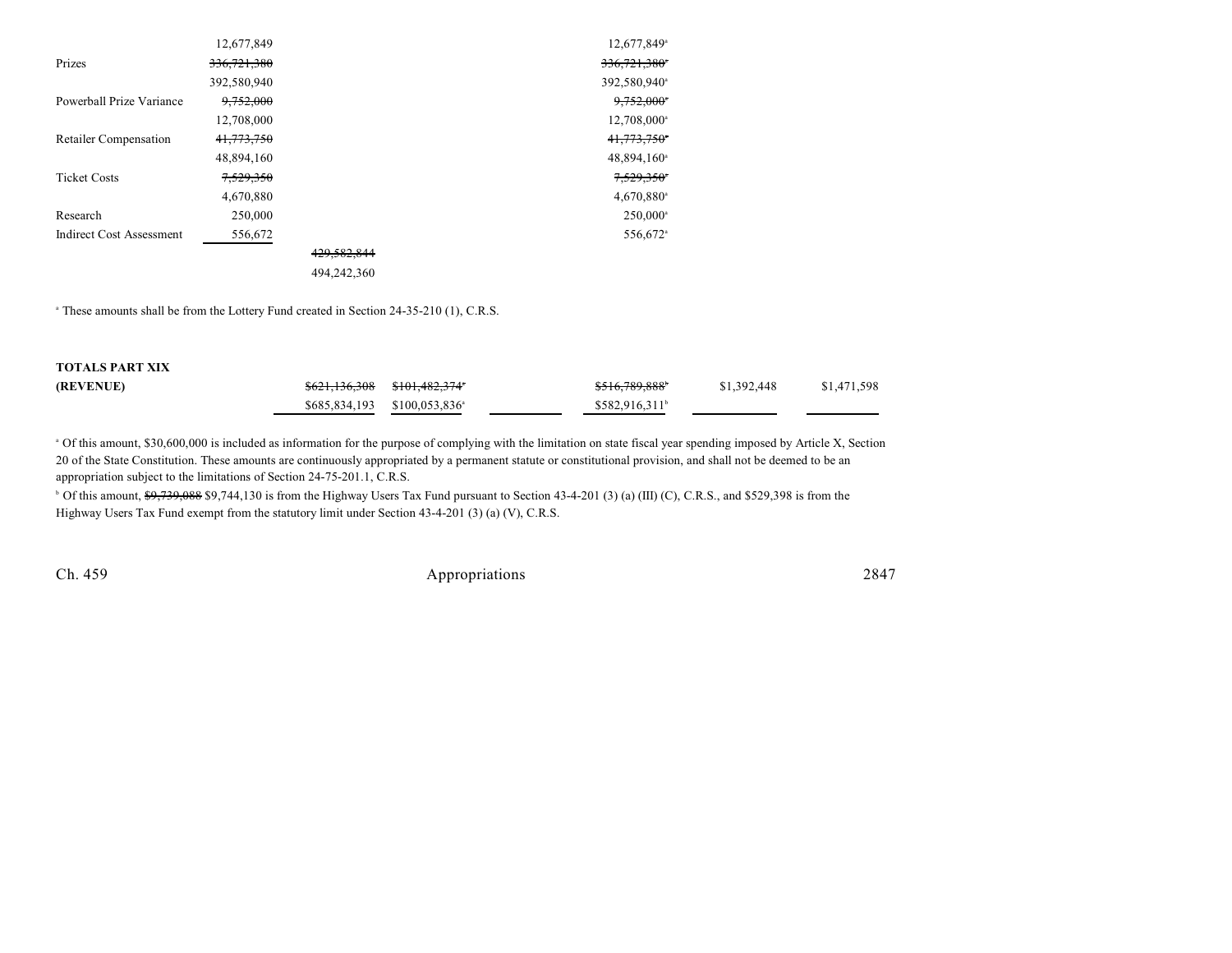| | | | | | | | |
|---|---|---|---|---|---|---|---|
| | 12,677,849 | | | 12,677,849[a] | | | |
| Prizes | ~~336,721,380~~ | | | ~~336,721,380~~[a] | | | |
| | 392,580,940 | | | 392,580,940[a] | | | |
| Powerball Prize Variance | ~~9,752,000~~ | | | ~~9,752,000~~[a] | | | |
| | 12,708,000 | | | 12,708,000[a] | | | |
| Retailer Compensation | ~~41,773,750~~ | | | ~~41,773,750~~[a] | | | |
| | 48,894,160 | | | 48,894,160[a] | | | |
| Ticket Costs | ~~7,529,350~~ | | | ~~7,529,350~~[a] | | | |
| | 4,670,880 | | | 4,670,880[a] | | | |
| Research | 250,000 | | | 250,000[a] | | | |
| Indirect Cost Assessment | 556,672 | | | 556,672[a] | | | |
| | | ~~429,582,844~~ | | | | | |
| | | 494,242,360 | | | | | |

[a] These amounts shall be from the Lottery Fund created in Section 24-35-210 (1), C.R.S.

| | | | | | | |
|---|---|---|---|---|---|---|
| **TOTALS PART XIX** | | | | | | |
| **(REVENUE)** | ~~$621,136,308~~ | ~~$101,482,374~~[a] | | ~~$516,789,888~~[b] | $1,392,448 | $1,471,598 |
| | $685,834,193 | $100,053,836[a] | | $582,916,311[b] | | |

[a] Of this amount, $30,600,000 is included as information for the purpose of complying with the limitation on state fiscal year spending imposed by Article X, Section 20 of the State Constitution. These amounts are continuously appropriated by a permanent statute or constitutional provision, and shall not be deemed to be an appropriation subject to the limitations of Section 24-75-201.1, C.R.S.

[b] Of this amount, ~~$9,739,088~~ $9,744,130 is from the Highway Users Tax Fund pursuant to Section 43-4-201 (3) (a) (III) (C), C.R.S., and $529,398 is from the Highway Users Tax Fund exempt from the statutory limit under Section 43-4-201 (3) (a) (V), C.R.S.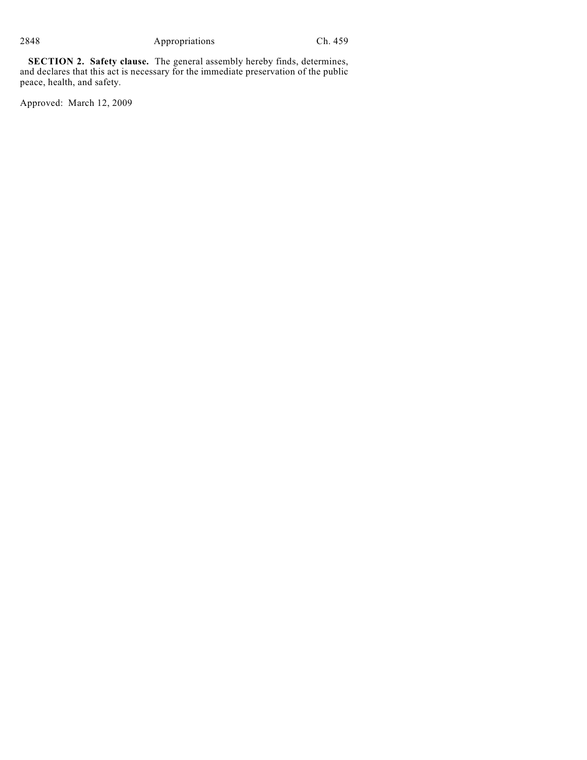**SECTION 2. Safety clause.** The general assembly hereby finds, determines, and declares that this act is necessary for the immediate preservation of the public peace, health, and safety.

Approved: March 12, 2009